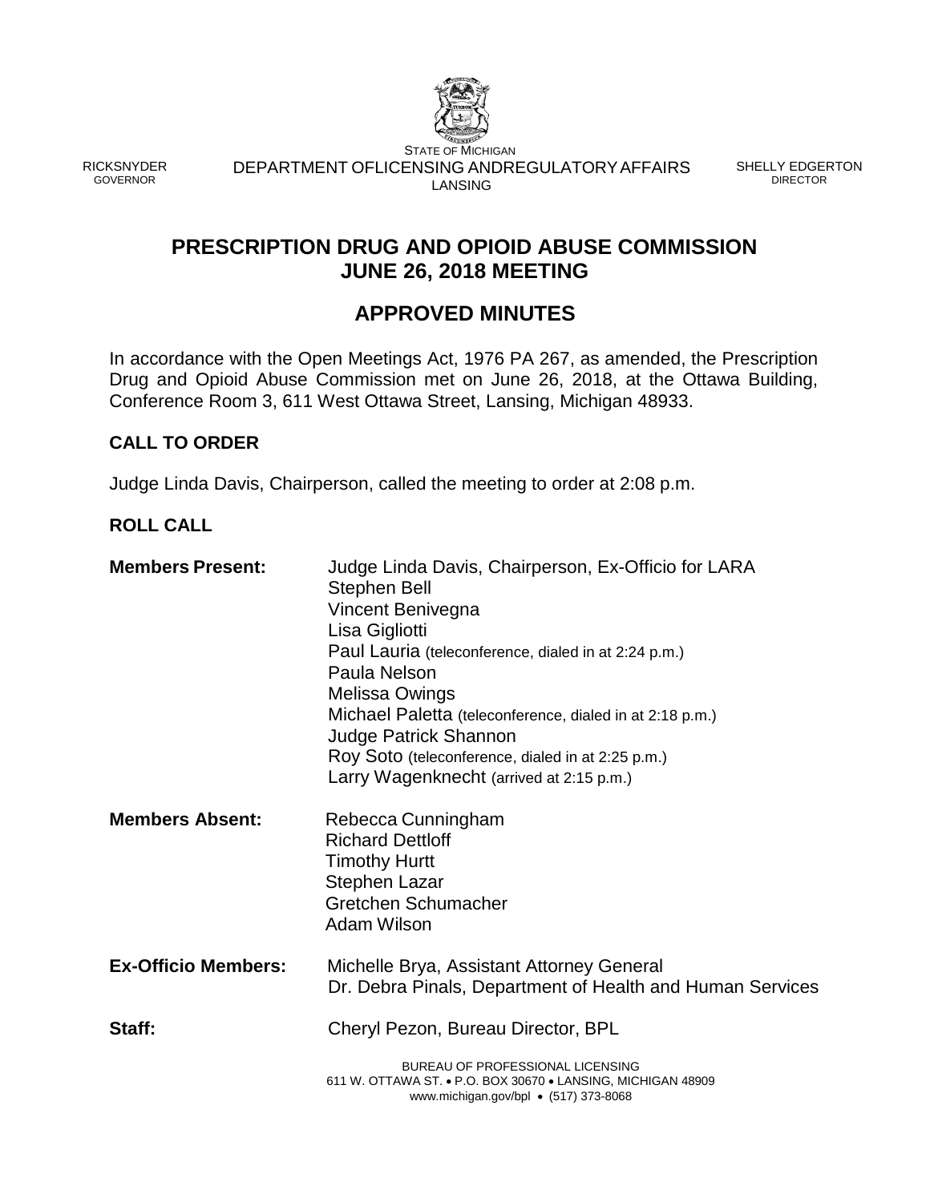STATE OF MICHIGAN
DEPARTMENT OF LICENSING AND REGULATORY AFFAIRS
LANSING

RICK SNYDER
GOVERNOR

SHELLY EDGERTON
DIRECTOR

# PRESCRIPTION DRUG AND OPIOID ABUSE COMMISSION JUNE 26, 2018 MEETING

## APPROVED MINUTES

In accordance with the Open Meetings Act, 1976 PA 267, as amended, the Prescription Drug and Opioid Abuse Commission met on June 26, 2018, at the Ottawa Building, Conference Room 3, 611 West Ottawa Street, Lansing, Michigan 48933.

### CALL TO ORDER

Judge Linda Davis, Chairperson, called the meeting to order at 2:08 p.m.

### ROLL CALL

**Members Present:**
Judge Linda Davis, Chairperson, Ex-Officio for LARA
Stephen Bell
Vincent Benivegna
Lisa Gigliotti
Paul Lauria (teleconference, dialed in at 2:24 p.m.)
Paula Nelson
Melissa Owings
Michael Paletta (teleconference, dialed in at 2:18 p.m.)
Judge Patrick Shannon
Roy Soto (teleconference, dialed in at 2:25 p.m.)
Larry Wagenknecht (arrived at 2:15 p.m.)

**Members Absent:**
Rebecca Cunningham
Richard Dettloff
Timothy Hurtt
Stephen Lazar
Gretchen Schumacher
Adam Wilson

**Ex-Officio Members:**
Michelle Brya, Assistant Attorney General
Dr. Debra Pinals, Department of Health and Human Services

**Staff:**
Cheryl Pezon, Bureau Director, BPL

BUREAU OF PROFESSIONAL LICENSING
611 W. OTTAWA ST. • P.O. BOX 30670 • LANSING, MICHIGAN 48909
www.michigan.gov/bpl • (517) 373-8068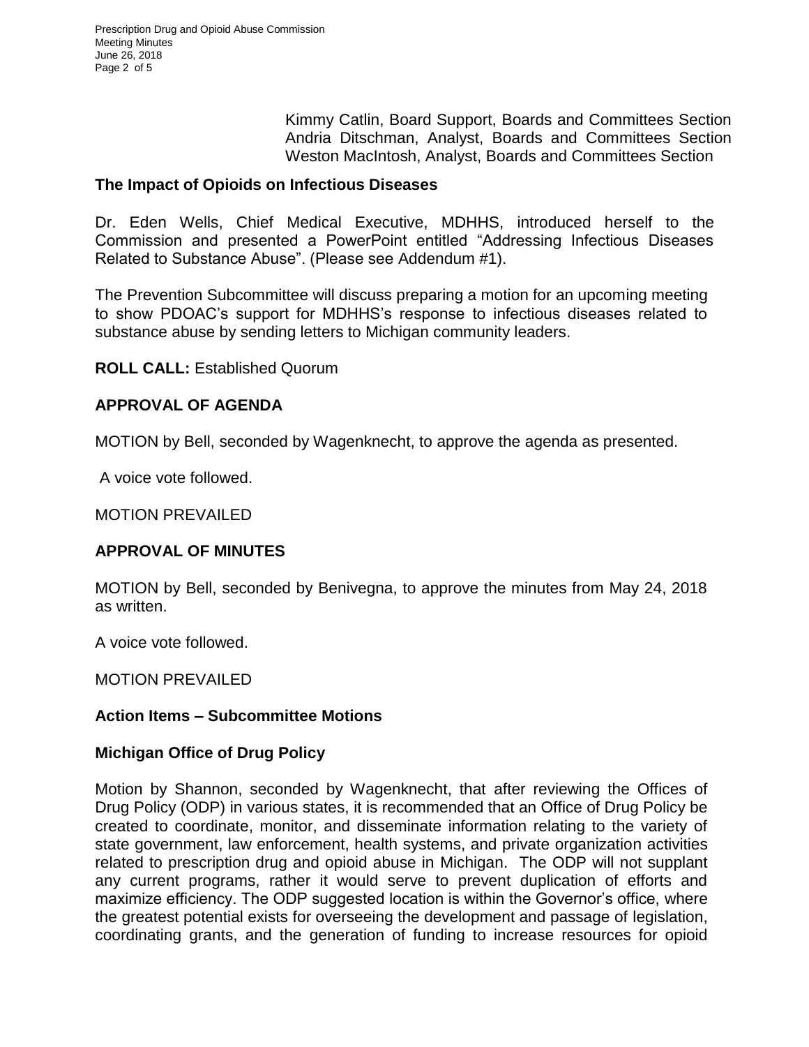Kimmy Catlin, Board Support, Boards and Committees Section
Andria Ditschman, Analyst, Boards and Committees Section
Weston MacIntosh, Analyst, Boards and Committees Section

## The Impact of Opioids on Infectious Diseases

Dr. Eden Wells, Chief Medical Executive, MDHHS, introduced herself to the Commission and presented a PowerPoint entitled "Addressing Infectious Diseases Related to Substance Abuse". (Please see Addendum #1).

The Prevention Subcommittee will discuss preparing a motion for an upcoming meeting to show PDOAC's support for MDHHS's response to infectious diseases related to substance abuse by sending letters to Michigan community leaders.

**ROLL CALL:** Established Quorum

## APPROVAL OF AGENDA

MOTION by Bell, seconded by Wagenknecht, to approve the agenda as presented.

A voice vote followed.

MOTION PREVAILED

## APPROVAL OF MINUTES

MOTION by Bell, seconded by Benivegna, to approve the minutes from May 24, 2018 as written.

A voice vote followed.

MOTION PREVAILED

## Action Items – Subcommittee Motions

## Michigan Office of Drug Policy

Motion by Shannon, seconded by Wagenknecht, that after reviewing the Offices of Drug Policy (ODP) in various states, it is recommended that an Office of Drug Policy be created to coordinate, monitor, and disseminate information relating to the variety of state government, law enforcement, health systems, and private organization activities related to prescription drug and opioid abuse in Michigan. The ODP will not supplant any current programs, rather it would serve to prevent duplication of efforts and maximize efficiency. The ODP suggested location is within the Governor's office, where the greatest potential exists for overseeing the development and passage of legislation, coordinating grants, and the generation of funding to increase resources for opioid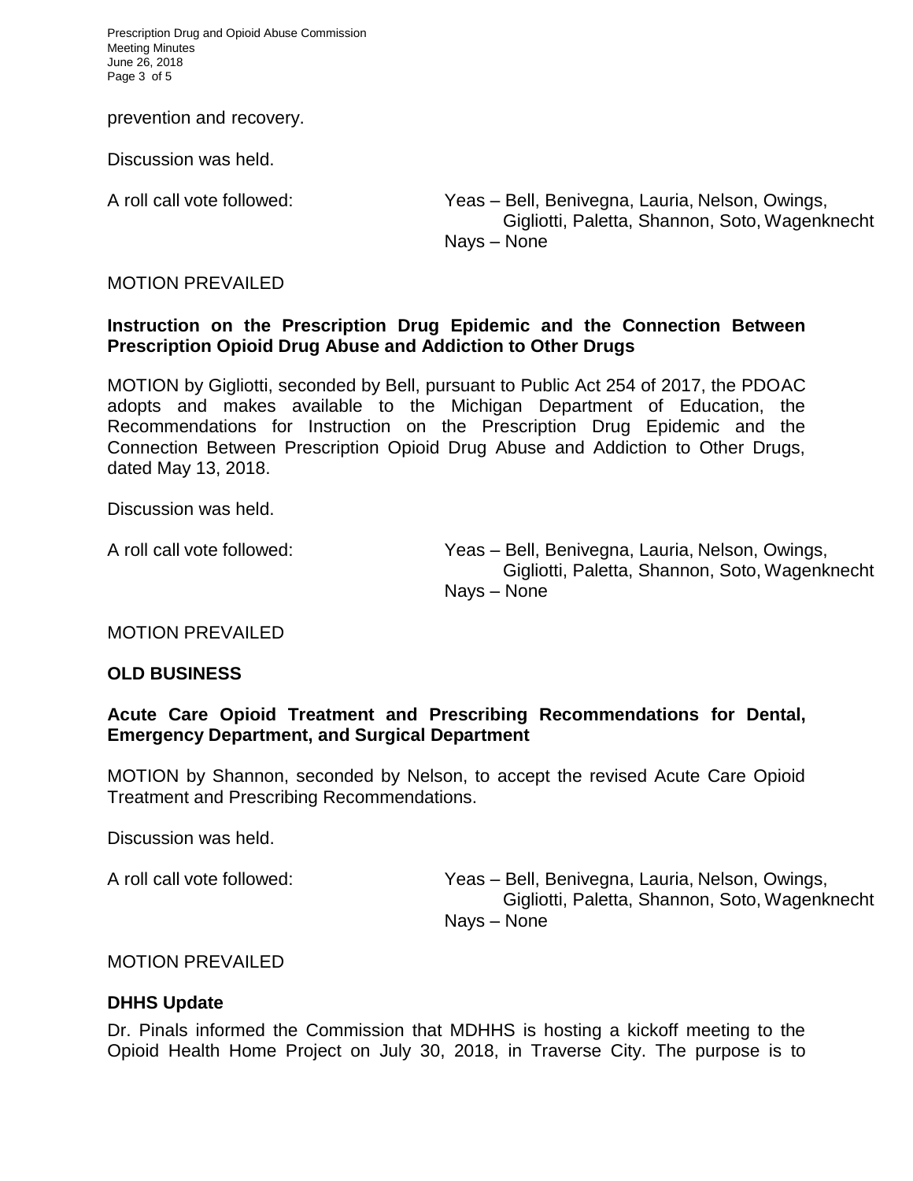prevention and recovery.

Discussion was held.

A roll call vote followed: Yeas – Bell, Benivegna, Lauria, Nelson, Owings, Gigliotti, Paletta, Shannon, Soto, Wagenknecht
Nays – None

MOTION PREVAILED

**Instruction on the Prescription Drug Epidemic and the Connection Between Prescription Opioid Drug Abuse and Addiction to Other Drugs**

MOTION by Gigliotti, seconded by Bell, pursuant to Public Act 254 of 2017, the PDOAC adopts and makes available to the Michigan Department of Education, the Recommendations for Instruction on the Prescription Drug Epidemic and the Connection Between Prescription Opioid Drug Abuse and Addiction to Other Drugs, dated May 13, 2018.

Discussion was held.

A roll call vote followed: Yeas – Bell, Benivegna, Lauria, Nelson, Owings, Gigliotti, Paletta, Shannon, Soto, Wagenknecht
Nays – None

MOTION PREVAILED

**OLD BUSINESS**

**Acute Care Opioid Treatment and Prescribing Recommendations for Dental, Emergency Department, and Surgical Department**

MOTION by Shannon, seconded by Nelson, to accept the revised Acute Care Opioid Treatment and Prescribing Recommendations.

Discussion was held.

A roll call vote followed: Yeas – Bell, Benivegna, Lauria, Nelson, Owings, Gigliotti, Paletta, Shannon, Soto, Wagenknecht
Nays – None

MOTION PREVAILED

**DHHS Update**

Dr. Pinals informed the Commission that MDHHS is hosting a kickoff meeting to the Opioid Health Home Project on July 30, 2018, in Traverse City. The purpose is to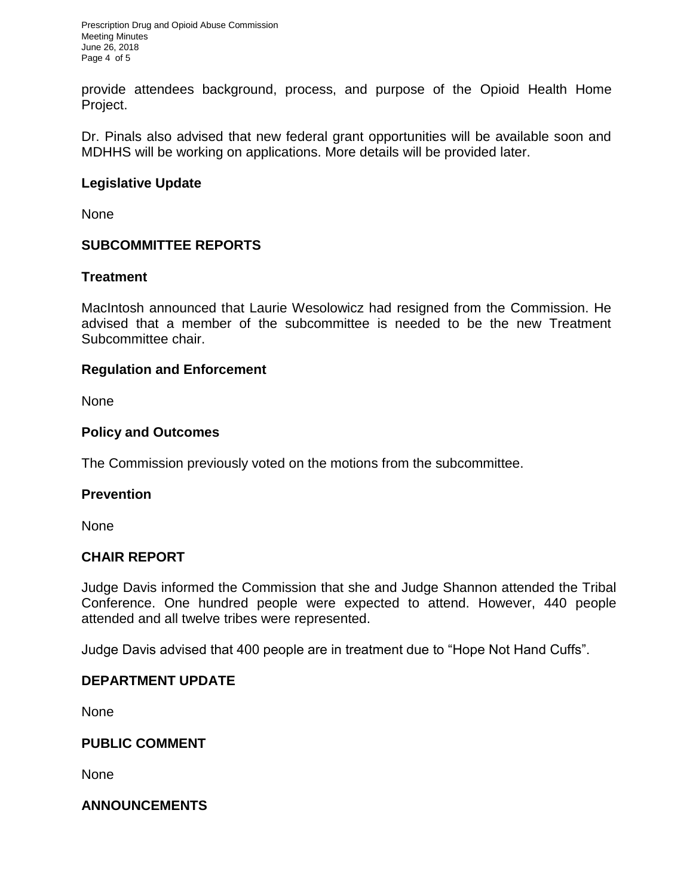provide attendees background, process, and purpose of the Opioid Health Home Project.

Dr. Pinals also advised that new federal grant opportunities will be available soon and MDHHS will be working on applications. More details will be provided later.

**Legislative Update**

None

## SUBCOMMITTEE REPORTS

**Treatment**

MacIntosh announced that Laurie Wesolowicz had resigned from the Commission. He advised that a member of the subcommittee is needed to be the new Treatment Subcommittee chair.

**Regulation and Enforcement**

None

**Policy and Outcomes**

The Commission previously voted on the motions from the subcommittee.

**Prevention**

None

## CHAIR REPORT

Judge Davis informed the Commission that she and Judge Shannon attended the Tribal Conference. One hundred people were expected to attend. However, 440 people attended and all twelve tribes were represented.

Judge Davis advised that 400 people are in treatment due to "Hope Not Hand Cuffs".

## DEPARTMENT UPDATE

None

## PUBLIC COMMENT

None

## ANNOUNCEMENTS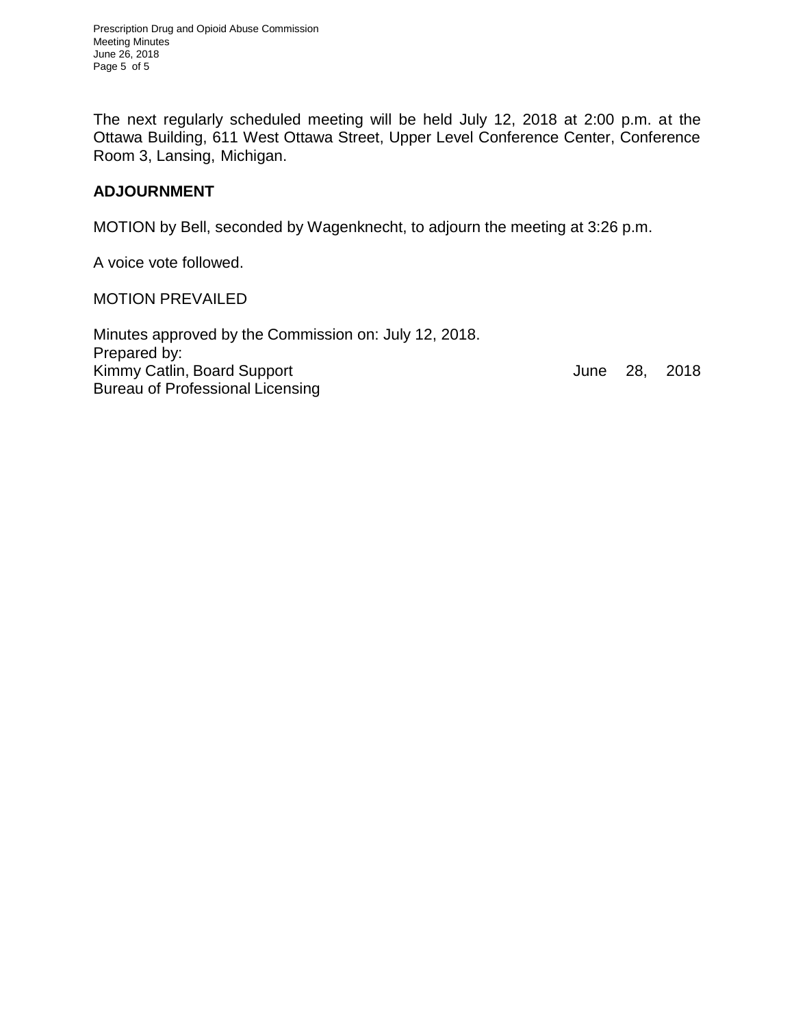The next regularly scheduled meeting will be held July 12, 2018 at 2:00 p.m. at the Ottawa Building, 611 West Ottawa Street, Upper Level Conference Center, Conference Room 3, Lansing, Michigan.

## ADJOURNMENT

MOTION by Bell, seconded by Wagenknecht, to adjourn the meeting at 3:26 p.m.

A voice vote followed.

MOTION PREVAILED

Minutes approved by the Commission on: July 12, 2018.
Prepared by:
Kimmy Catlin, Board Support June 28, 2018
Bureau of Professional Licensing